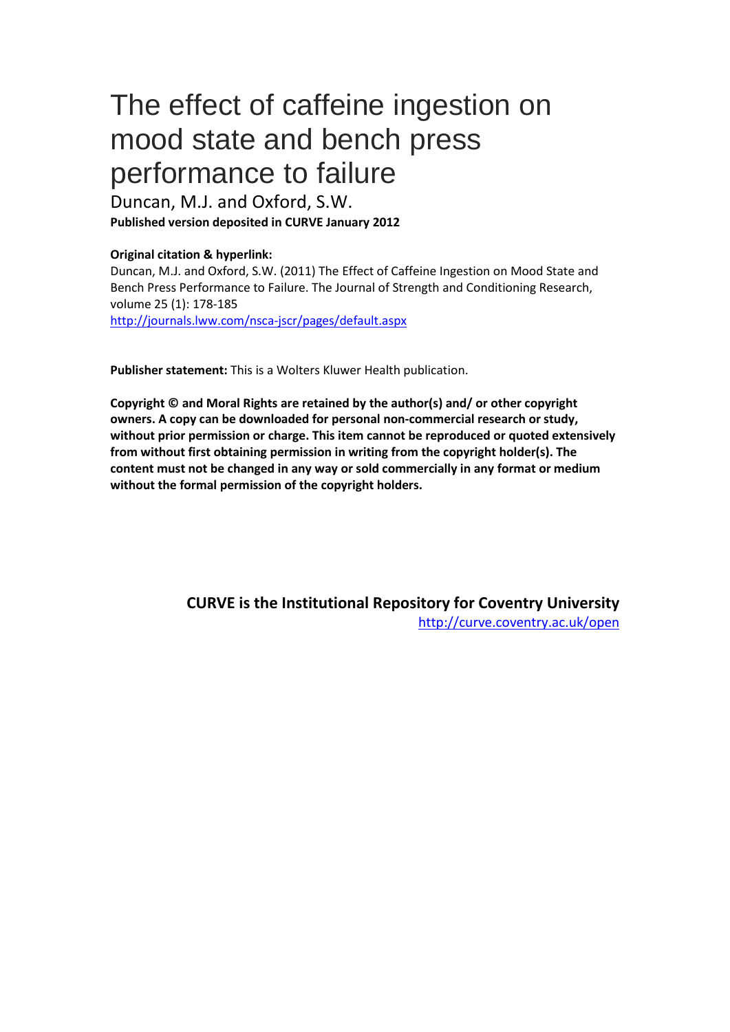# The effect of caffeine ingestion on mood state and bench press performance to failure

Duncan, M.J. and Oxford, S.W.

**Published version deposited in CURVE January 2012**

**Original citation & hyperlink:**

Duncan, M.J. and Oxford, S.W. (2011) The Effect of Caffeine Ingestion on Mood State and Bench Press Performance to Failure. The Journal of Strength and Conditioning Research, volume 25 (1): 178-185

http://journals.lww.com/nsca-jscr/pages/default.aspx

**Publisher statement:** This is a Wolters Kluwer Health publication.

**Copyright © and Moral Rights are retained by the author(s) and/ or other copyright owners. A copy can be downloaded for personal non-commercial research or study, without prior permission or charge. This item cannot be reproduced or quoted extensively from without first obtaining permission in writing from the copyright holder(s). The content must not be changed in any way or sold commercially in any format or medium without the formal permission of the copyright holders.**

**CURVE is the Institutional Repository for Coventry University**

http://curve.coventry.ac.uk/open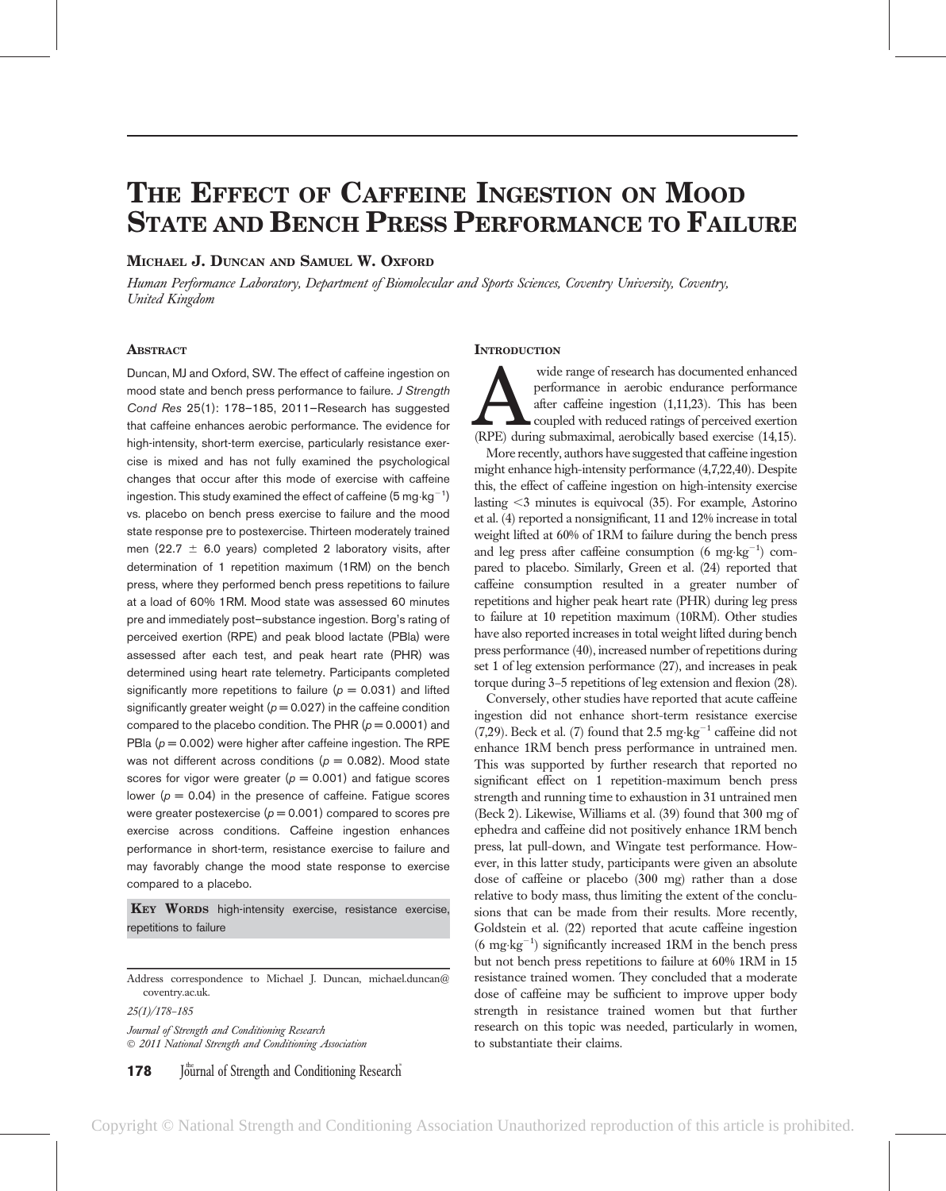# The Effect of Caffeine Ingestion on Mood State and Bench Press Performance to Failure

**Michael J. Duncan and Samuel W. Oxford**

*Human Performance Laboratory, Department of Biomolecular and Sports Sciences, Coventry University, Coventry, United Kingdom*

## Abstract

Duncan, MJ and Oxford, SW. The effect of caffeine ingestion on mood state and bench press performance to failure. *J Strength Cond Res* 25(1): 178–185, 2011—Research has suggested that caffeine enhances aerobic performance. The evidence for high-intensity, short-term exercise, particularly resistance exercise is mixed and has not fully examined the psychological changes that occur after this mode of exercise with caffeine ingestion. This study examined the effect of caffeine (5 mg·kg$^{-1}$) vs. placebo on bench press exercise to failure and the mood state response pre to postexercise. Thirteen moderately trained men (22.7 ± 6.0 years) completed 2 laboratory visits, after determination of 1 repetition maximum (1RM) on the bench press, where they performed bench press repetitions to failure at a load of 60% 1RM. Mood state was assessed 60 minutes pre and immediately post–substance ingestion. Borg's rating of perceived exertion (RPE) and peak blood lactate (PBla) were assessed after each test, and peak heart rate (PHR) was determined using heart rate telemetry. Participants completed significantly more repetitions to failure ($p = 0.031$) and lifted significantly greater weight ($p = 0.027$) in the caffeine condition compared to the placebo condition. The PHR ($p = 0.0001$) and PBla ($p = 0.002$) were higher after caffeine ingestion. The RPE was not different across conditions ($p = 0.082$). Mood state scores for vigor were greater ($p = 0.001$) and fatigue scores lower ($p = 0.04$) in the presence of caffeine. Fatigue scores were greater postexercise ($p = 0.001$) compared to scores pre exercise across conditions. Caffeine ingestion enhances performance in short-term, resistance exercise to failure and may favorably change the mood state response to exercise compared to a placebo.

**Key Words** high-intensity exercise, resistance exercise, repetitions to failure

Address correspondence to Michael J. Duncan, michael.duncan@coventry.ac.uk.

25(1)/178–185

*Journal of Strength and Conditioning Research*
© 2011 National Strength and Conditioning Association

## Introduction

A wide range of research has documented enhanced performance in aerobic endurance performance after caffeine ingestion (1,11,23). This has been coupled with reduced ratings of perceived exertion (RPE) during submaximal, aerobically based exercise (14,15).

More recently, authors have suggested that caffeine ingestion might enhance high-intensity performance (4,7,22,40). Despite this, the effect of caffeine ingestion on high-intensity exercise lasting <3 minutes is equivocal (35). For example, Astorino et al. (4) reported a nonsignificant, 11 and 12% increase in total weight lifted at 60% of 1RM to failure during the bench press and leg press after caffeine consumption (6 mg·kg$^{-1}$) compared to placebo. Similarly, Green et al. (24) reported that caffeine consumption resulted in a greater number of repetitions and higher peak heart rate (PHR) during leg press to failure at 10 repetition maximum (10RM). Other studies have also reported increases in total weight lifted during bench press performance (40), increased number of repetitions during set 1 of leg extension performance (27), and increases in peak torque during 3–5 repetitions of leg extension and flexion (28).

Conversely, other studies have reported that acute caffeine ingestion did not enhance short-term resistance exercise (7,29). Beck et al. (7) found that 2.5 mg·kg$^{-1}$ caffeine did not enhance 1RM bench press performance in untrained men. This was supported by further research that reported no significant effect on 1 repetition-maximum bench press strength and running time to exhaustion in 31 untrained men (Beck 2). Likewise, Williams et al. (39) found that 300 mg of ephedra and caffeine did not positively enhance 1RM bench press, lat pull-down, and Wingate test performance. However, in this latter study, participants were given an absolute dose of caffeine or placebo (300 mg) rather than a dose relative to body mass, thus limiting the extent of the conclusions that can be made from their results. More recently, Goldstein et al. (22) reported that acute caffeine ingestion (6 mg·kg$^{-1}$) significantly increased 1RM in the bench press but not bench press repetitions to failure at 60% 1RM in 15 resistance trained women. They concluded that a moderate dose of caffeine may be sufficient to improve upper body strength in resistance trained women but that further research on this topic was needed, particularly in women, to substantiate their claims.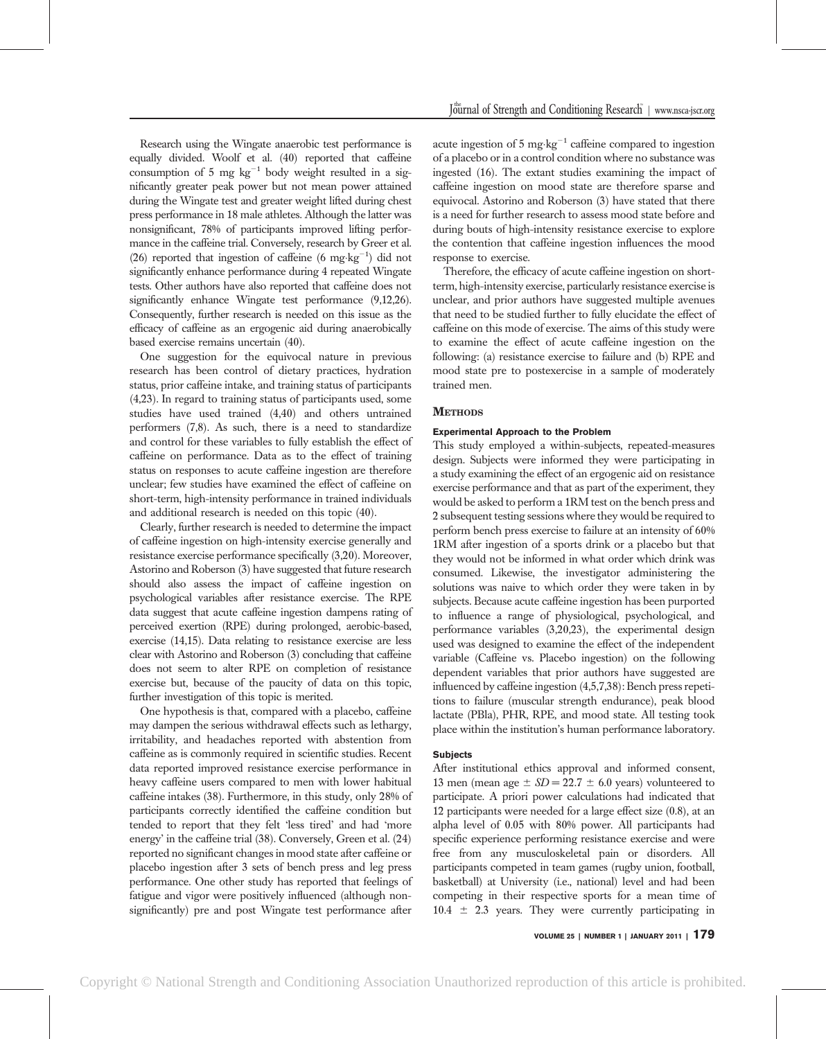Research using the Wingate anaerobic test performance is equally divided. Woolf et al. (40) reported that caffeine consumption of 5 mg $kg^{-1}$ body weight resulted in a significantly greater peak power but not mean power attained during the Wingate test and greater weight lifted during chest press performance in 18 male athletes. Although the latter was nonsignificant, 78% of participants improved lifting performance in the caffeine trial. Conversely, research by Greer et al. (26) reported that ingestion of caffeine (6 $mg \cdot kg^{-1}$) did not significantly enhance performance during 4 repeated Wingate tests. Other authors have also reported that caffeine does not significantly enhance Wingate test performance (9,12,26). Consequently, further research is needed on this issue as the efficacy of caffeine as an ergogenic aid during anaerobically based exercise remains uncertain (40).

One suggestion for the equivocal nature in previous research has been control of dietary practices, hydration status, prior caffeine intake, and training status of participants (4,23). In regard to training status of participants used, some studies have used trained (4,40) and others untrained performers (7,8). As such, there is a need to standardize and control for these variables to fully establish the effect of caffeine on performance. Data as to the effect of training status on responses to acute caffeine ingestion are therefore unclear; few studies have examined the effect of caffeine on short-term, high-intensity performance in trained individuals and additional research is needed on this topic (40).

Clearly, further research is needed to determine the impact of caffeine ingestion on high-intensity exercise generally and resistance exercise performance specifically (3,20). Moreover, Astorino and Roberson (3) have suggested that future research should also assess the impact of caffeine ingestion on psychological variables after resistance exercise. The RPE data suggest that acute caffeine ingestion dampens rating of perceived exertion (RPE) during prolonged, aerobic-based, exercise (14,15). Data relating to resistance exercise are less clear with Astorino and Roberson (3) concluding that caffeine does not seem to alter RPE on completion of resistance exercise but, because of the paucity of data on this topic, further investigation of this topic is merited.

One hypothesis is that, compared with a placebo, caffeine may dampen the serious withdrawal effects such as lethargy, irritability, and headaches reported with abstention from caffeine as is commonly required in scientific studies. Recent data reported improved resistance exercise performance in heavy caffeine users compared to men with lower habitual caffeine intakes (38). Furthermore, in this study, only 28% of participants correctly identified the caffeine condition but tended to report that they felt 'less tired' and had 'more energy' in the caffeine trial (38). Conversely, Green et al. (24) reported no significant changes in mood state after caffeine or placebo ingestion after 3 sets of bench press and leg press performance. One other study has reported that feelings of fatigue and vigor were positively influenced (although nonsignificantly) pre and post Wingate test performance after acute ingestion of 5 $mg \cdot kg^{-1}$ caffeine compared to ingestion of a placebo or in a control condition where no substance was ingested (16). The extant studies examining the impact of caffeine ingestion on mood state are therefore sparse and equivocal. Astorino and Roberson (3) have stated that there is a need for further research to assess mood state before and during bouts of high-intensity resistance exercise to explore the contention that caffeine ingestion influences the mood response to exercise.

Therefore, the efficacy of acute caffeine ingestion on short-term, high-intensity exercise, particularly resistance exercise is unclear, and prior authors have suggested multiple avenues that need to be studied further to fully elucidate the effect of caffeine on this mode of exercise. The aims of this study were to examine the effect of acute caffeine ingestion on the following: (a) resistance exercise to failure and (b) RPE and mood state pre to postexercise in a sample of moderately trained men.

## METHODS

### Experimental Approach to the Problem

This study employed a within-subjects, repeated-measures design. Subjects were informed they were participating in a study examining the effect of an ergogenic aid on resistance exercise performance and that as part of the experiment, they would be asked to perform a 1RM test on the bench press and 2 subsequent testing sessions where they would be required to perform bench press exercise to failure at an intensity of 60% 1RM after ingestion of a sports drink or a placebo but that they would not be informed in what order which drink was consumed. Likewise, the investigator administering the solutions was naive to which order they were taken in by subjects. Because acute caffeine ingestion has been purported to influence a range of physiological, psychological, and performance variables (3,20,23), the experimental design used was designed to examine the effect of the independent variable (Caffeine vs. Placebo ingestion) on the following dependent variables that prior authors have suggested are influenced by caffeine ingestion (4,5,7,38): Bench press repetitions to failure (muscular strength endurance), peak blood lactate (PBla), PHR, RPE, and mood state. All testing took place within the institution's human performance laboratory.

### Subjects

After institutional ethics approval and informed consent, 13 men (mean age $\pm$ $SD = 22.7 \pm 6.0$ years) volunteered to participate. A priori power calculations had indicated that 12 participants were needed for a large effect size (0.8), at an alpha level of 0.05 with 80% power. All participants had specific experience performing resistance exercise and were free from any musculoskeletal pain or disorders. All participants competed in team games (rugby union, football, basketball) at University (i.e., national) level and had been competing in their respective sports for a mean time of $10.4 \pm 2.3$ years. They were currently participating in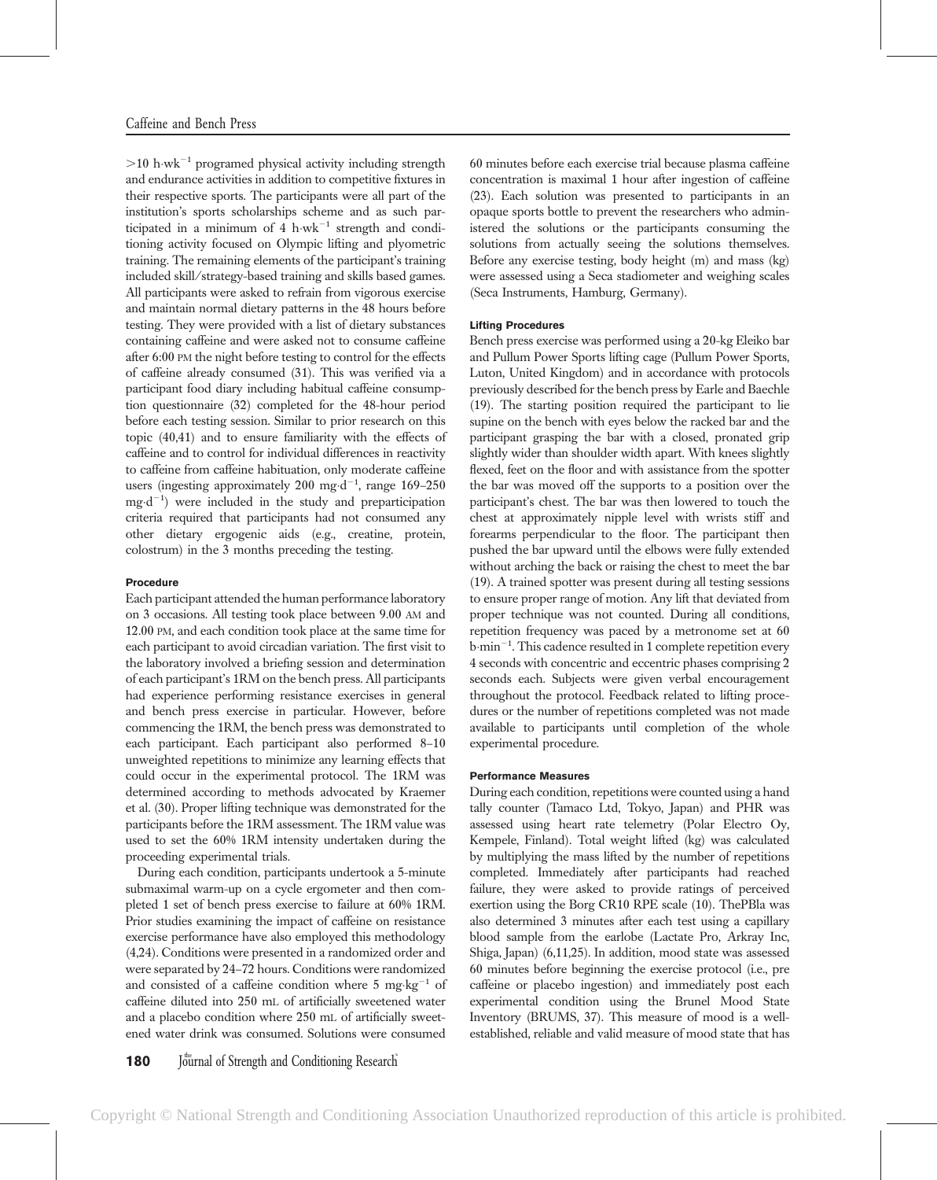>10 h·wk$^{-1}$ programed physical activity including strength and endurance activities in addition to competitive fixtures in their respective sports. The participants were all part of the institution's sports scholarships scheme and as such participated in a minimum of 4 h·wk$^{-1}$ strength and conditioning activity focused on Olympic lifting and plyometric training. The remaining elements of the participant's training included skill/strategy-based training and skills based games. All participants were asked to refrain from vigorous exercise and maintain normal dietary patterns in the 48 hours before testing. They were provided with a list of dietary substances containing caffeine and were asked not to consume caffeine after 6:00 PM the night before testing to control for the effects of caffeine already consumed (31). This was verified via a participant food diary including habitual caffeine consumption questionnaire (32) completed for the 48-hour period before each testing session. Similar to prior research on this topic (40,41) and to ensure familiarity with the effects of caffeine and to control for individual differences in reactivity to caffeine from caffeine habituation, only moderate caffeine users (ingesting approximately 200 mg·d$^{-1}$, range 169–250 mg·d$^{-1}$) were included in the study and preparticipation criteria required that participants had not consumed any other dietary ergogenic aids (e.g., creatine, protein, colostrum) in the 3 months preceding the testing.

#### Procedure

Each participant attended the human performance laboratory on 3 occasions. All testing took place between 9.00 AM and 12.00 PM, and each condition took place at the same time for each participant to avoid circadian variation. The first visit to the laboratory involved a briefing session and determination of each participant's 1RM on the bench press. All participants had experience performing resistance exercises in general and bench press exercise in particular. However, before commencing the 1RM, the bench press was demonstrated to each participant. Each participant also performed 8–10 unweighted repetitions to minimize any learning effects that could occur in the experimental protocol. The 1RM was determined according to methods advocated by Kraemer et al. (30). Proper lifting technique was demonstrated for the participants before the 1RM assessment. The 1RM value was used to set the 60% 1RM intensity undertaken during the proceeding experimental trials.

During each condition, participants undertook a 5-minute submaximal warm-up on a cycle ergometer and then completed 1 set of bench press exercise to failure at 60% 1RM. Prior studies examining the impact of caffeine on resistance exercise performance have also employed this methodology (4,24). Conditions were presented in a randomized order and were separated by 24–72 hours. Conditions were randomized and consisted of a caffeine condition where 5 mg·kg$^{-1}$ of caffeine diluted into 250 mL of artificially sweetened water and a placebo condition where 250 mL of artificially sweetened water drink was consumed. Solutions were consumed 60 minutes before each exercise trial because plasma caffeine concentration is maximal 1 hour after ingestion of caffeine (23). Each solution was presented to participants in an opaque sports bottle to prevent the researchers who administered the solutions or the participants consuming the solutions from actually seeing the solutions themselves. Before any exercise testing, body height (m) and mass (kg) were assessed using a Seca stadiometer and weighing scales (Seca Instruments, Hamburg, Germany).

#### Lifting Procedures

Bench press exercise was performed using a 20-kg Eleiko bar and Pullum Power Sports lifting cage (Pullum Power Sports, Luton, United Kingdom) and in accordance with protocols previously described for the bench press by Earle and Baechle (19). The starting position required the participant to lie supine on the bench with eyes below the racked bar and the participant grasping the bar with a closed, pronated grip slightly wider than shoulder width apart. With knees slightly flexed, feet on the floor and with assistance from the spotter the bar was moved off the supports to a position over the participant's chest. The bar was then lowered to touch the chest at approximately nipple level with wrists stiff and forearms perpendicular to the floor. The participant then pushed the bar upward until the elbows were fully extended without arching the back or raising the chest to meet the bar (19). A trained spotter was present during all testing sessions to ensure proper range of motion. Any lift that deviated from proper technique was not counted. During all conditions, repetition frequency was paced by a metronome set at 60 b·min$^{-1}$. This cadence resulted in 1 complete repetition every 4 seconds with concentric and eccentric phases comprising 2 seconds each. Subjects were given verbal encouragement throughout the protocol. Feedback related to lifting procedures or the number of repetitions completed was not made available to participants until completion of the whole experimental procedure.

#### Performance Measures

During each condition, repetitions were counted using a hand tally counter (Tamaco Ltd, Tokyo, Japan) and PHR was assessed using heart rate telemetry (Polar Electro Oy, Kempele, Finland). Total weight lifted (kg) was calculated by multiplying the mass lifted by the number of repetitions completed. Immediately after participants had reached failure, they were asked to provide ratings of perceived exertion using the Borg CR10 RPE scale (10). ThePBla was also determined 3 minutes after each test using a capillary blood sample from the earlobe (Lactate Pro, Arkray Inc, Shiga, Japan) (6,11,25). In addition, mood state was assessed 60 minutes before beginning the exercise protocol (i.e., pre caffeine or placebo ingestion) and immediately post each experimental condition using the Brunel Mood State Inventory (BRUMS, 37). This measure of mood is a well-established, reliable and valid measure of mood state that has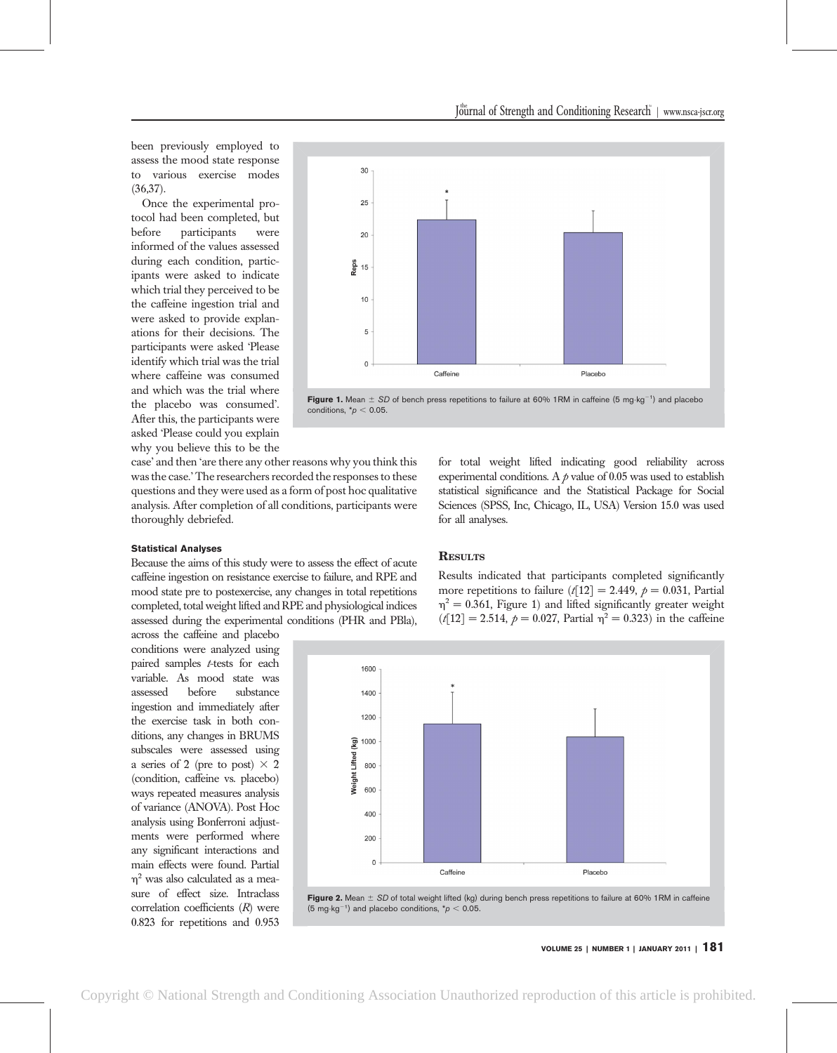been previously employed to assess the mood state response to various exercise modes (36,37).

Once the experimental protocol had been completed, but before participants were informed of the values assessed during each condition, participants were asked to indicate which trial they perceived to be the caffeine ingestion trial and were asked to provide explanations for their decisions. The participants were asked 'Please identify which trial was the trial where caffeine was consumed and which was the trial where the placebo was consumed'. After this, the participants were asked 'Please could you explain why you believe this to be the case' and then 'are there any other reasons why you think this was the case.' The researchers recorded the responses to these questions and they were used as a form of post hoc qualitative analysis. After completion of all conditions, participants were thoroughly debriefed.

**Figure 1.** Mean ± *SD* of bench press repetitions to failure at 60% 1RM in caffeine (5 mg·kg$^{-1}$) and placebo conditions, *$p < 0.05$.

#### Statistical Analyses

Because the aims of this study were to assess the effect of acute caffeine ingestion on resistance exercise to failure, and RPE and mood state pre to postexercise, any changes in total repetitions completed, total weight lifted and RPE and physiological indices assessed during the experimental conditions (PHR and PBla), across the caffeine and placebo conditions were analyzed using paired samples *t*-tests for each variable. As mood state was assessed before substance ingestion and immediately after the exercise task in both conditions, any changes in BRUMS subscales were assessed using a series of 2 (pre to post) × 2 (condition, caffeine vs. placebo) ways repeated measures analysis of variance (ANOVA). Post Hoc analysis using Bonferroni adjustments were performed where any significant interactions and main effects were found. Partial $\eta^2$ was also calculated as a measure of effect size. Intraclass correlation coefficients ($R$) were 0.823 for repetitions and 0.953 for total weight lifted indicating good reliability across experimental conditions. A $p$ value of 0.05 was used to establish statistical significance and the Statistical Package for Social Sciences (SPSS, Inc, Chicago, IL, USA) Version 15.0 was used for all analyses.

## Results

Results indicated that participants completed significantly more repetitions to failure ($t[12] = 2.449$, $p = 0.031$, Partial $\eta^2 = 0.361$, Figure 1) and lifted significantly greater weight ($t[12] = 2.514$, $p = 0.027$, Partial $\eta^2 = 0.323$) in the caffeine

**Figure 2.** Mean ± *SD* of total weight lifted (kg) during bench press repetitions to failure at 60% 1RM in caffeine (5 mg·kg$^{-1}$) and placebo conditions, *$p < 0.05$.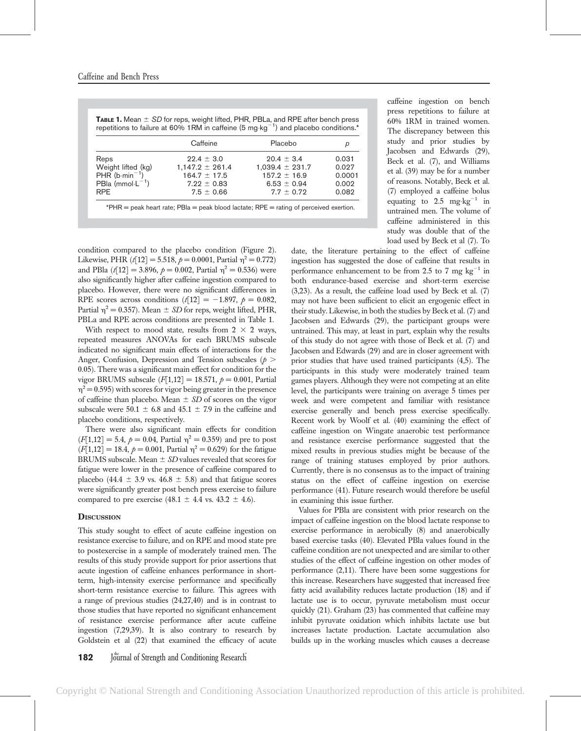**Table 1.** Mean ± *SD* for reps, weight lifted, PHR, PBLa, and RPE after bench press repetitions to failure at 60% 1RM in caffeine (5 $mg \cdot kg^{-1}$) and placebo conditions.*

| | Caffeine | Placebo | *p* |
|---|---|---|---|
| Reps | 22.4 ± 3.0 | 20.4 ± 3.4 | 0.031 |
| Weight lifted (kg) | 1,147.2 ± 261.4 | 1,039.4 ± 231.7 | 0.027 |
| PHR ($b \cdot min^{-1}$) | 164.7 ± 17.5 | 157.2 ± 16.9 | 0.0001 |
| PBla ($mmol \cdot L^{-1}$) | 7.22 ± 0.83 | 6.53 ± 0.94 | 0.002 |
| RPE | 7.5 ± 0.66 | 7.7 ± 0.72 | 0.082 |

*PHR = peak heart rate; PBla = peak blood lactate; RPE = rating of perceived exertion.

condition compared to the placebo condition (Figure 2). Likewise, PHR ($t[12] = 5.518$, $p = 0.0001$, Partial $\eta^2 = 0.772$) and PBla ($t[12] = 3.896$, $p = 0.002$, Partial $\eta^2 = 0.536$) were also significantly higher after caffeine ingestion compared to placebo. However, there were no significant differences in RPE scores across conditions ($t[12] = -1.897$, $p = 0.082$, Partial $\eta^2 = 0.357$). Mean ± *SD* for reps, weight lifted, PHR, PBLa and RPE across conditions are presented in Table 1.

With respect to mood state, results from 2 × 2 ways, repeated measures ANOVAs for each BRUMS subscale indicated no significant main effects of interactions for the Anger, Confusion, Depression and Tension subscales ($p > 0.05$). There was a significant main effect for condition for the vigor BRUMS subscale ($F[1,12] = 18.571$, $p = 0.001$, Partial $\eta^2 = 0.595$) with scores for vigor being greater in the presence of caffeine than placebo. Mean ± *SD* of scores on the vigor subscale were 50.1 ± 6.8 and 45.1 ± 7.9 in the caffeine and placebo conditions, respectively.

There were also significant main effects for condition ($F[1,12] = 5.4$, $p = 0.04$, Partial $\eta^2 = 0.359$) and pre to post ($F[1,12] = 18.4$, $p = 0.001$, Partial $\eta^2 = 0.629$) for the fatigue BRUMS subscale. Mean ± *SD* values revealed that scores for fatigue were lower in the presence of caffeine compared to placebo (44.4 ± 3.9 vs. 46.8 ± 5.8) and that fatigue scores were significantly greater post bench press exercise to failure compared to pre exercise (48.1 ± 4.4 vs. 43.2 ± 4.6).

## Discussion

This study sought to effect of acute caffeine ingestion on resistance exercise to failure, and on RPE and mood state pre to postexercise in a sample of moderately trained men. The results of this study provide support for prior assertions that acute ingestion of caffeine enhances performance in short-term, high-intensity exercise performance and specifically short-term resistance exercise to failure. This agrees with a range of previous studies (24,27,40) and is in contrast to those studies that have reported no significant enhancement of resistance exercise performance after acute caffeine ingestion (7,29,39). It is also contrary to research by Goldstein et al (22) that examined the efficacy of acute caffeine ingestion on bench press repetitions to failure at 60% 1RM in trained women. The discrepancy between this study and prior studies by Jacobsen and Edwards (29), Beck et al. (7), and Williams et al. (39) may be for a number of reasons. Notably, Beck et al. (7) employed a caffeine bolus equating to 2.5 $mg \cdot kg^{-1}$ in untrained men. The volume of caffeine administered in this study was double that of the load used by Beck et al (7). To date, the literature pertaining to the effect of caffeine ingestion has suggested the dose of caffeine that results in performance enhancement to be from 2.5 to 7 $mg\ kg^{-1}$ in both endurance-based exercise and short-term exercise (3,23). As a result, the caffeine load used by Beck et al. (7) may not have been sufficient to elicit an ergogenic effect in their study. Likewise, in both the studies by Beck et al. (7) and Jacobsen and Edwards (29), the participant groups were untrained. This may, at least in part, explain why the results of this study do not agree with those of Beck et al. (7) and Jacobsen and Edwards (29) and are in closer agreement with prior studies that have used trained participants (4,5). The participants in this study were moderately trained team games players. Although they were not competing at an elite level, the participants were training on average 5 times per week and were competent and familiar with resistance exercise generally and bench press exercise specifically. Recent work by Woolf et al. (40) examining the effect of caffeine ingestion on Wingate anaerobic test performance and resistance exercise performance suggested that the mixed results in previous studies might be because of the range of training statuses employed by prior authors. Currently, there is no consensus as to the impact of training status on the effect of caffeine ingestion on exercise performance (41). Future research would therefore be useful in examining this issue further.

Values for PBla are consistent with prior research on the impact of caffeine ingestion on the blood lactate response to exercise performance in aerobically (8) and anaerobically based exercise tasks (40). Elevated PBla values found in the caffeine condition are not unexpected and are similar to other studies of the effect of caffeine ingestion on other modes of performance (2,11). There have been some suggestions for this increase. Researchers have suggested that increased free fatty acid availability reduces lactate production (18) and if lactate use is to occur, pyruvate metabolism must occur quickly (21). Graham (23) has commented that caffeine may inhibit pyruvate oxidation which inhibits lactate use but increases lactate production. Lactate accumulation also builds up in the working muscles which causes a decrease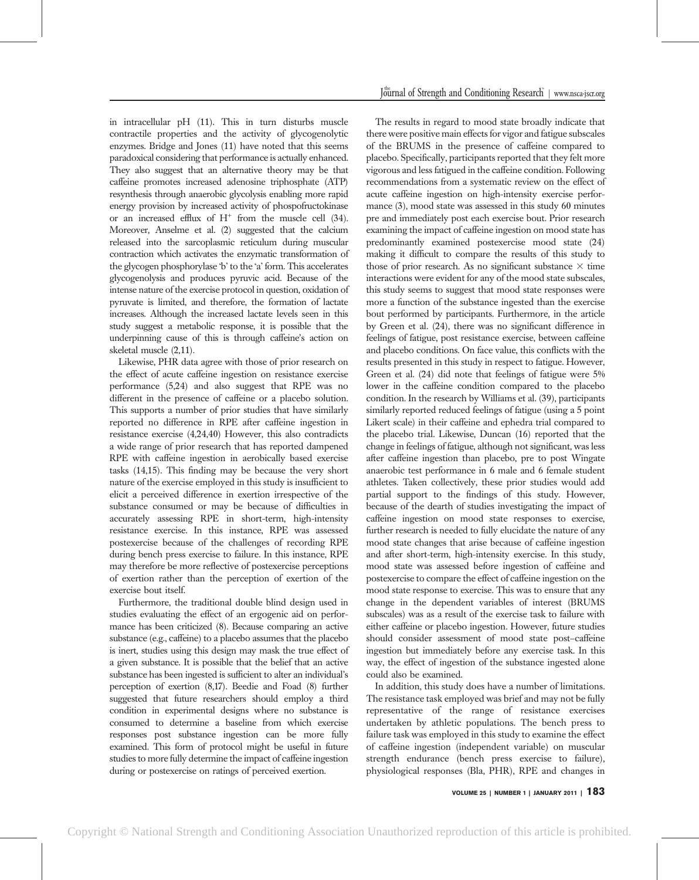in intracellular pH (11). This in turn disturbs muscle contractile properties and the activity of glycogenolytic enzymes. Bridge and Jones (11) have noted that this seems paradoxical considering that performance is actually enhanced. They also suggest that an alternative theory may be that caffeine promotes increased adenosine triphosphate (ATP) resynthesis through anaerobic glycolysis enabling more rapid energy provision by increased activity of phospofructokinase or an increased efflux of $H^+$ from the muscle cell (34). Moreover, Anselme et al. (2) suggested that the calcium released into the sarcoplasmic reticulum during muscular contraction which activates the enzymatic transformation of the glycogen phosphorylase 'b' to the 'a' form. This accelerates glycogenolysis and produces pyruvic acid. Because of the intense nature of the exercise protocol in question, oxidation of pyruvate is limited, and therefore, the formation of lactate increases. Although the increased lactate levels seen in this study suggest a metabolic response, it is possible that the underpinning cause of this is through caffeine's action on skeletal muscle (2,11).

Likewise, PHR data agree with those of prior research on the effect of acute caffeine ingestion on resistance exercise performance (5,24) and also suggest that RPE was no different in the presence of caffeine or a placebo solution. This supports a number of prior studies that have similarly reported no difference in RPE after caffeine ingestion in resistance exercise (4,24,40) However, this also contradicts a wide range of prior research that has reported dampened RPE with caffeine ingestion in aerobically based exercise tasks (14,15). This finding may be because the very short nature of the exercise employed in this study is insufficient to elicit a perceived difference in exertion irrespective of the substance consumed or may be because of difficulties in accurately assessing RPE in short-term, high-intensity resistance exercise. In this instance, RPE was assessed postexercise because of the challenges of recording RPE during bench press exercise to failure. In this instance, RPE may therefore be more reflective of postexercise perceptions of exertion rather than the perception of exertion of the exercise bout itself.

Furthermore, the traditional double blind design used in studies evaluating the effect of an ergogenic aid on performance has been criticized (8). Because comparing an active substance (e.g., caffeine) to a placebo assumes that the placebo is inert, studies using this design may mask the true effect of a given substance. It is possible that the belief that an active substance has been ingested is sufficient to alter an individual's perception of exertion (8,17). Beedie and Foad (8) further suggested that future researchers should employ a third condition in experimental designs where no substance is consumed to determine a baseline from which exercise responses post substance ingestion can be more fully examined. This form of protocol might be useful in future studies to more fully determine the impact of caffeine ingestion during or postexercise on ratings of perceived exertion.

The results in regard to mood state broadly indicate that there were positive main effects for vigor and fatigue subscales of the BRUMS in the presence of caffeine compared to placebo. Specifically, participants reported that they felt more vigorous and less fatigued in the caffeine condition. Following recommendations from a systematic review on the effect of acute caffeine ingestion on high-intensity exercise performance (3), mood state was assessed in this study 60 minutes pre and immediately post each exercise bout. Prior research examining the impact of caffeine ingestion on mood state has predominantly examined postexercise mood state (24) making it difficult to compare the results of this study to those of prior research. As no significant substance $\times$ time interactions were evident for any of the mood state subscales, this study seems to suggest that mood state responses were more a function of the substance ingested than the exercise bout performed by participants. Furthermore, in the article by Green et al. (24), there was no significant difference in feelings of fatigue, post resistance exercise, between caffeine and placebo conditions. On face value, this conflicts with the results presented in this study in respect to fatigue. However, Green et al. (24) did note that feelings of fatigue were 5% lower in the caffeine condition compared to the placebo condition. In the research by Williams et al. (39), participants similarly reported reduced feelings of fatigue (using a 5 point Likert scale) in their caffeine and ephedra trial compared to the placebo trial. Likewise, Duncan (16) reported that the change in feelings of fatigue, although not significant, was less after caffeine ingestion than placebo, pre to post Wingate anaerobic test performance in 6 male and 6 female student athletes. Taken collectively, these prior studies would add partial support to the findings of this study. However, because of the dearth of studies investigating the impact of caffeine ingestion on mood state responses to exercise, further research is needed to fully elucidate the nature of any mood state changes that arise because of caffeine ingestion and after short-term, high-intensity exercise. In this study, mood state was assessed before ingestion of caffeine and postexercise to compare the effect of caffeine ingestion on the mood state response to exercise. This was to ensure that any change in the dependent variables of interest (BRUMS subscales) was as a result of the exercise task to failure with either caffeine or placebo ingestion. However, future studies should consider assessment of mood state post–caffeine ingestion but immediately before any exercise task. In this way, the effect of ingestion of the substance ingested alone could also be examined.

In addition, this study does have a number of limitations. The resistance task employed was brief and may not be fully representative of the range of resistance exercises undertaken by athletic populations. The bench press to failure task was employed in this study to examine the effect of caffeine ingestion (independent variable) on muscular strength endurance (bench press exercise to failure), physiological responses (Bla, PHR), RPE and changes in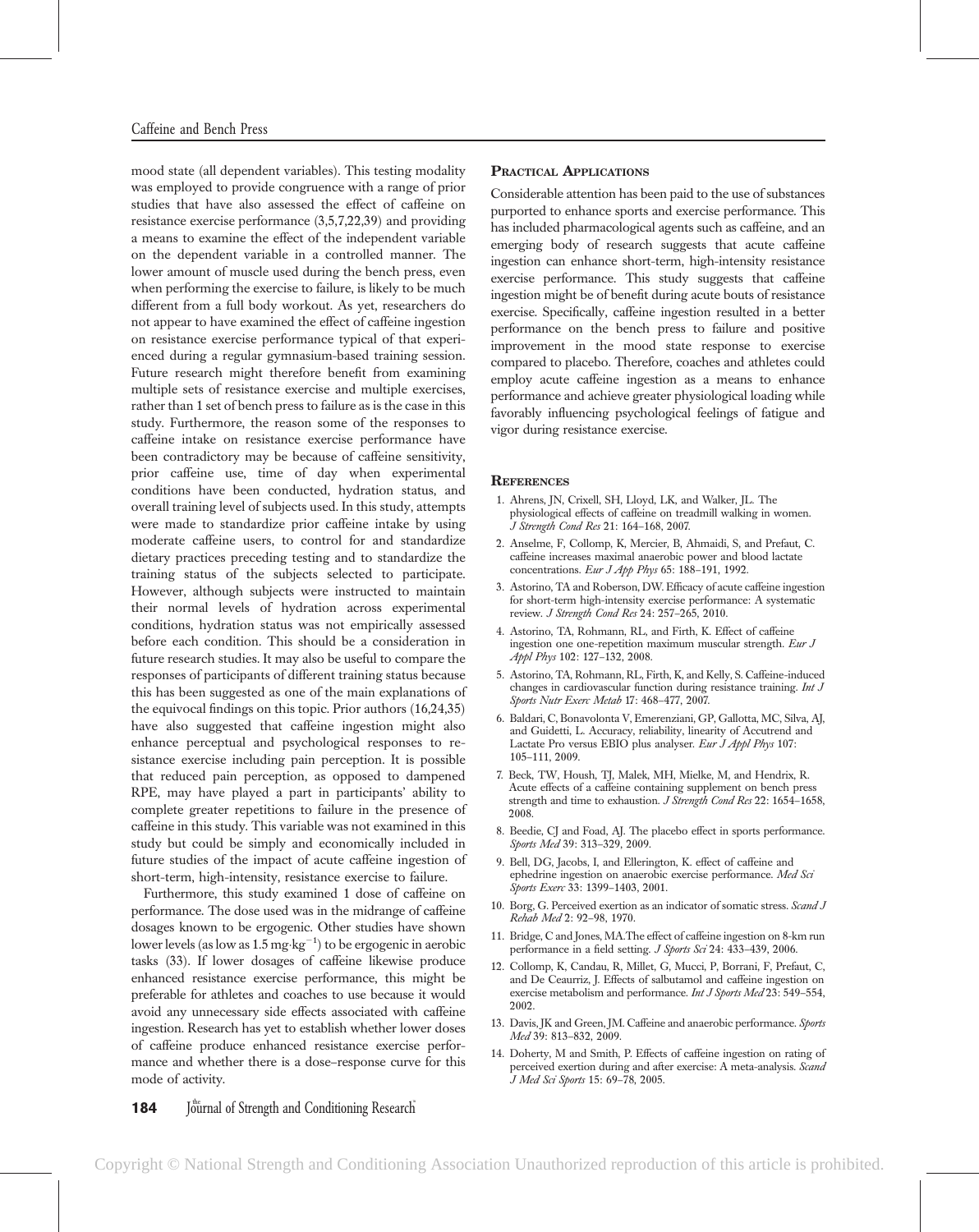mood state (all dependent variables). This testing modality was employed to provide congruence with a range of prior studies that have also assessed the effect of caffeine on resistance exercise performance (3,5,7,22,39) and providing a means to examine the effect of the independent variable on the dependent variable in a controlled manner. The lower amount of muscle used during the bench press, even when performing the exercise to failure, is likely to be much different from a full body workout. As yet, researchers do not appear to have examined the effect of caffeine ingestion on resistance exercise performance typical of that experienced during a regular gymnasium-based training session. Future research might therefore benefit from examining multiple sets of resistance exercise and multiple exercises, rather than 1 set of bench press to failure as is the case in this study. Furthermore, the reason some of the responses to caffeine intake on resistance exercise performance have been contradictory may be because of caffeine sensitivity, prior caffeine use, time of day when experimental conditions have been conducted, hydration status, and overall training level of subjects used. In this study, attempts were made to standardize prior caffeine intake by using moderate caffeine users, to control for and standardize dietary practices preceding testing and to standardize the training status of the subjects selected to participate. However, although subjects were instructed to maintain their normal levels of hydration across experimental conditions, hydration status was not empirically assessed before each condition. This should be a consideration in future research studies. It may also be useful to compare the responses of participants of different training status because this has been suggested as one of the main explanations of the equivocal findings on this topic. Prior authors (16,24,35) have also suggested that caffeine ingestion might also enhance perceptual and psychological responses to resistance exercise including pain perception. It is possible that reduced pain perception, as opposed to dampened RPE, may have played a part in participants' ability to complete greater repetitions to failure in the presence of caffeine in this study. This variable was not examined in this study but could be simply and economically included in future studies of the impact of acute caffeine ingestion of short-term, high-intensity, resistance exercise to failure.

Furthermore, this study examined 1 dose of caffeine on performance. The dose used was in the midrange of caffeine dosages known to be ergogenic. Other studies have shown lower levels (as low as $1.5\ mg \cdot kg^{-1}$) to be ergogenic in aerobic tasks (33). If lower dosages of caffeine likewise produce enhanced resistance exercise performance, this might be preferable for athletes and coaches to use because it would avoid any unnecessary side effects associated with caffeine ingestion. Research has yet to establish whether lower doses of caffeine produce enhanced resistance exercise performance and whether there is a dose–response curve for this mode of activity.

## Practical Applications

Considerable attention has been paid to the use of substances purported to enhance sports and exercise performance. This has included pharmacological agents such as caffeine, and an emerging body of research suggests that acute caffeine ingestion can enhance short-term, high-intensity resistance exercise performance. This study suggests that caffeine ingestion might be of benefit during acute bouts of resistance exercise. Specifically, caffeine ingestion resulted in a better performance on the bench press to failure and positive improvement in the mood state response to exercise compared to placebo. Therefore, coaches and athletes could employ acute caffeine ingestion as a means to enhance performance and achieve greater physiological loading while favorably influencing psychological feelings of fatigue and vigor during resistance exercise.

## References

1. Ahrens, JN, Crixell, SH, Lloyd, LK, and Walker, JL. The physiological effects of caffeine on treadmill walking in women. *J Strength Cond Res* 21: 164–168, 2007.
2. Anselme, F, Collomp, K, Mercier, B, Ahmaidi, S, and Prefaut, C. caffeine increases maximal anaerobic power and blood lactate concentrations. *Eur J App Phys* 65: 188–191, 1992.
3. Astorino, TA and Roberson, DW. Efficacy of acute caffeine ingestion for short-term high-intensity exercise performance: A systematic review. *J Strength Cond Res* 24: 257–265, 2010.
4. Astorino, TA, Rohmann, RL, and Firth, K. Effect of caffeine ingestion one one-repetition maximum muscular strength. *Eur J Appl Phys* 102: 127–132, 2008.
5. Astorino, TA, Rohmann, RL, Firth, K, and Kelly, S. Caffeine-induced changes in cardiovascular function during resistance training. *Int J Sports Nutr Exerc Metab* 17: 468–477, 2007.
6. Baldari, C, Bonavolonta V, Emerenziani, GP, Gallotta, MC, Silva, AJ, and Guidetti, L. Accuracy, reliability, linearity of Accutrend and Lactate Pro versus EBIO plus analyser. *Eur J Appl Phys* 107: 105–111, 2009.
7. Beck, TW, Housh, TJ, Malek, MH, Mielke, M, and Hendrix, R. Acute effects of a caffeine containing supplement on bench press strength and time to exhaustion. *J Strength Cond Res* 22: 1654–1658, 2008.
8. Beedie, CJ and Foad, AJ. The placebo effect in sports performance. *Sports Med* 39: 313–329, 2009.
9. Bell, DG, Jacobs, I, and Ellerington, K. effect of caffeine and ephedrine ingestion on anaerobic exercise performance. *Med Sci Sports Exerc* 33: 1399–1403, 2001.
10. Borg, G. Perceived exertion as an indicator of somatic stress. *Scand J Rehab Med* 2: 92–98, 1970.
11. Bridge, C and Jones, MA.The effect of caffeine ingestion on 8-km run performance in a field setting. *J Sports Sci* 24: 433–439, 2006.
12. Collomp, K, Candau, R, Millet, G, Mucci, P, Borrani, F, Prefaut, C, and De Ceaurriz, J. Effects of salbutamol and caffeine ingestion on exercise metabolism and performance. *Int J Sports Med* 23: 549–554, 2002.
13. Davis, JK and Green, JM. Caffeine and anaerobic performance. *Sports Med* 39: 813–832, 2009.
14. Doherty, M and Smith, P. Effects of caffeine ingestion on rating of perceived exertion during and after exercise: A meta-analysis. *Scand J Med Sci Sports* 15: 69–78, 2005.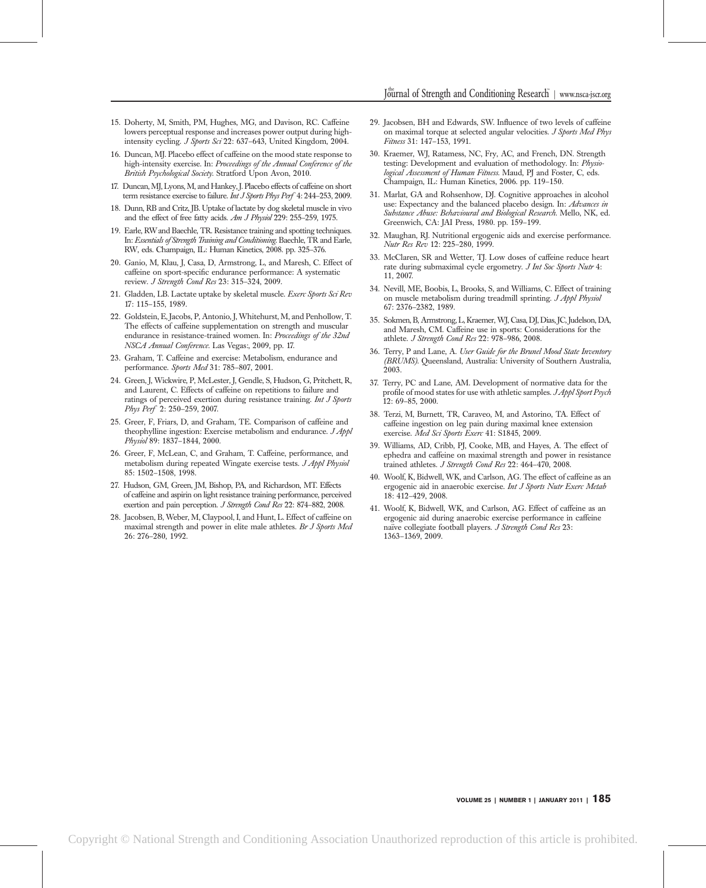15. Doherty, M, Smith, PM, Hughes, MG, and Davison, RC. Caffeine lowers perceptual response and increases power output during high-intensity cycling. *J Sports Sci* 22: 637–643, United Kingdom, 2004.
16. Duncan, MJ. Placebo effect of caffeine on the mood state response to high-intensity exercise. In: *Proceedings of the Annual Conference of the British Psychological Society*. Stratford Upon Avon, 2010.
17. Duncan, MJ, Lyons, M, and Hankey, J. Placebo effects of caffeine on short term resistance exercise to failure. *Int J Sports Phys Perf* 4: 244–253, 2009.
18. Dunn, RB and Critz, JB. Uptake of lactate by dog skeletal muscle in vivo and the effect of free fatty acids. *Am J Physiol* 229: 255–259, 1975.
19. Earle, RW and Baechle, TR. Resistance training and spotting techniques. In: *Essentials of Strength Training and Conditioning*. Baechle, TR and Earle, RW, eds. Champaign, IL: Human Kinetics, 2008. pp. 325–376.
20. Ganio, M, Klau, J, Casa, D, Armstrong, L, and Maresh, C. Effect of caffeine on sport-specific endurance performance: A systematic review. *J Strength Cond Res* 23: 315–324, 2009.
21. Gladden, LB. Lactate uptake by skeletal muscle. *Exerc Sports Sci Rev* 17: 115–155, 1989.
22. Goldstein, E, Jacobs, P, Antonio, J, Whitehurst, M, and Penhollow, T. The effects of caffeine supplementation on strength and muscular endurance in resistance-trained women. In: *Proceedings of the 32nd NSCA Annual Conference*. Las Vegas:, 2009, pp. 17.
23. Graham, T. Caffeine and exercise: Metabolism, endurance and performance. *Sports Med* 31: 785–807, 2001.
24. Green, J, Wickwire, P, McLester, J, Gendle, S, Hudson, G, Pritchett, R, and Laurent, C. Effects of caffeine on repetitions to failure and ratings of perceived exertion during resistance training. *Int J Sports Phys Perf* 2: 250–259, 2007.
25. Greer, F, Friars, D, and Graham, TE. Comparison of caffeine and theophylline ingestion: Exercise metabolism and endurance. *J Appl Physiol* 89: 1837–1844, 2000.
26. Greer, F, McLean, C, and Graham, T. Caffeine, performance, and metabolism during repeated Wingate exercise tests. *J Appl Physiol* 85: 1502–1508, 1998.
27. Hudson, GM, Green, JM, Bishop, PA, and Richardson, MT. Effects of caffeine and aspirin on light resistance training performance, perceived exertion and pain perception. *J Strength Cond Res* 22: 874–882, 2008.
28. Jacobsen, B, Weber, M, Claypool, I, and Hunt, L. Effect of caffeine on maximal strength and power in elite male athletes. *Br J Sports Med* 26: 276–280, 1992.
29. Jacobsen, BH and Edwards, SW. Influence of two levels of caffeine on maximal torque at selected angular velocities. *J Sports Med Phys Fitness* 31: 147–153, 1991.
30. Kraemer, WJ, Ratamess, NC, Fry, AC, and French, DN. Strength testing: Development and evaluation of methodology. In: *Physiological Assessment of Human Fitness*. Maud, PJ and Foster, C, eds. Champaign, IL: Human Kinetics, 2006. pp. 119–150.
31. Marlat, GA and Rohsenhow, DJ. Cognitive approaches in alcohol use: Expectancy and the balanced placebo design. In: *Advances in Substance Abuse: Behavioural and Biological Research*. Mello, NK, ed. Greenwich, CA: JAI Press, 1980. pp. 159–199.
32. Maughan, RJ. Nutritional ergogenic aids and exercise performance. *Nutr Res Rev* 12: 225–280, 1999.
33. McClaren, SR and Wetter, TJ. Low doses of caffeine reduce heart rate during submaximal cycle ergometry. *J Int Soc Sports Nutr* 4: 11, 2007.
34. Nevill, ME, Boobis, L, Brooks, S, and Williams, C. Effect of training on muscle metabolism during treadmill sprinting. *J Appl Physiol* 67: 2376–2382, 1989.
35. Sokmen, B, Armstrong, L, Kraemer, WJ, Casa, DJ, Dias, JC, Judelson, DA, and Maresh, CM. Caffeine use in sports: Considerations for the athlete. *J Strength Cond Res* 22: 978–986, 2008.
36. Terry, P and Lane, A. *User Guide for the Brunel Mood State Inventory (BRUMS)*. Queensland, Australia: University of Southern Australia, 2003.
37. Terry, PC and Lane, AM. Development of normative data for the profile of mood states for use with athletic samples. *J Appl Sport Psych* 12: 69–85, 2000.
38. Terzi, M, Burnett, TR, Caraveo, M, and Astorino, TA. Effect of caffeine ingestion on leg pain during maximal knee extension exercise. *Med Sci Sports Exerc* 41: S1845, 2009.
39. Williams, AD, Cribb, PJ, Cooke, MB, and Hayes, A. The effect of ephedra and caffeine on maximal strength and power in resistance trained athletes. *J Strength Cond Res* 22: 464–470, 2008.
40. Woolf, K, Bidwell, WK, and Carlson, AG. The effect of caffeine as an ergogenic aid in anaerobic exercise. *Int J Sports Nutr Exerc Metab* 18: 412–429, 2008.
41. Woolf, K, Bidwell, WK, and Carlson, AG. Effect of caffeine as an ergogenic aid during anaerobic exercise performance in caffeine naïve collegiate football players. *J Strength Cond Res* 23: 1363–1369, 2009.